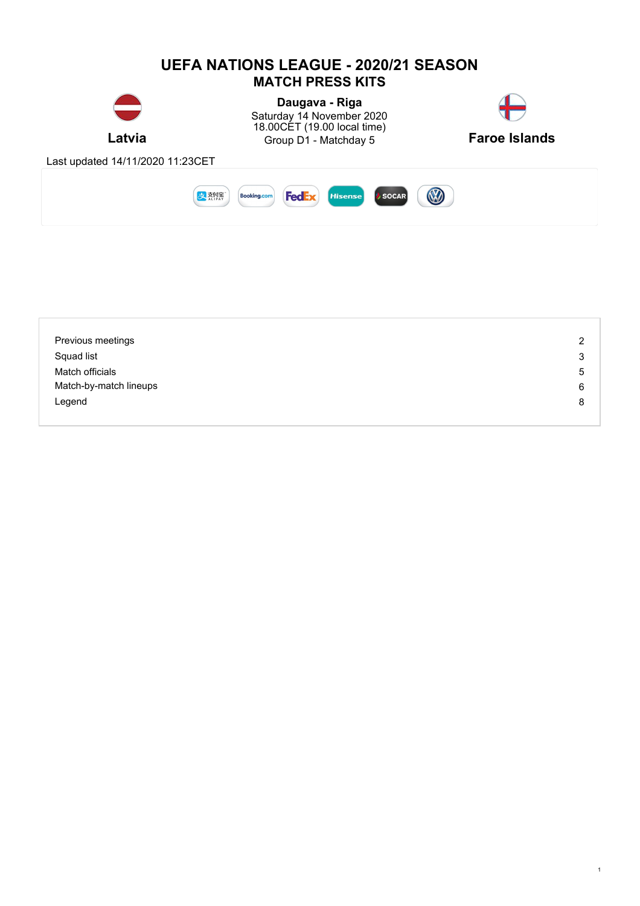# UEFA NATIONS LEAGUE - 2020/21 SEASON

## MATCH PRESS KITS

**Latvia**

**Daugava - Riga**
Saturday 14 November 2020
18.00CET (19.00 local time)
Group D1 - Matchday 5

**Faroe Islands**

Last updated 14/11/2020 11:23CET

| | |
|---|---|
| Previous meetings | 2 |
| Squad list | 3 |
| Match officials | 5 |
| Match-by-match lineups | 6 |
| Legend | 8 |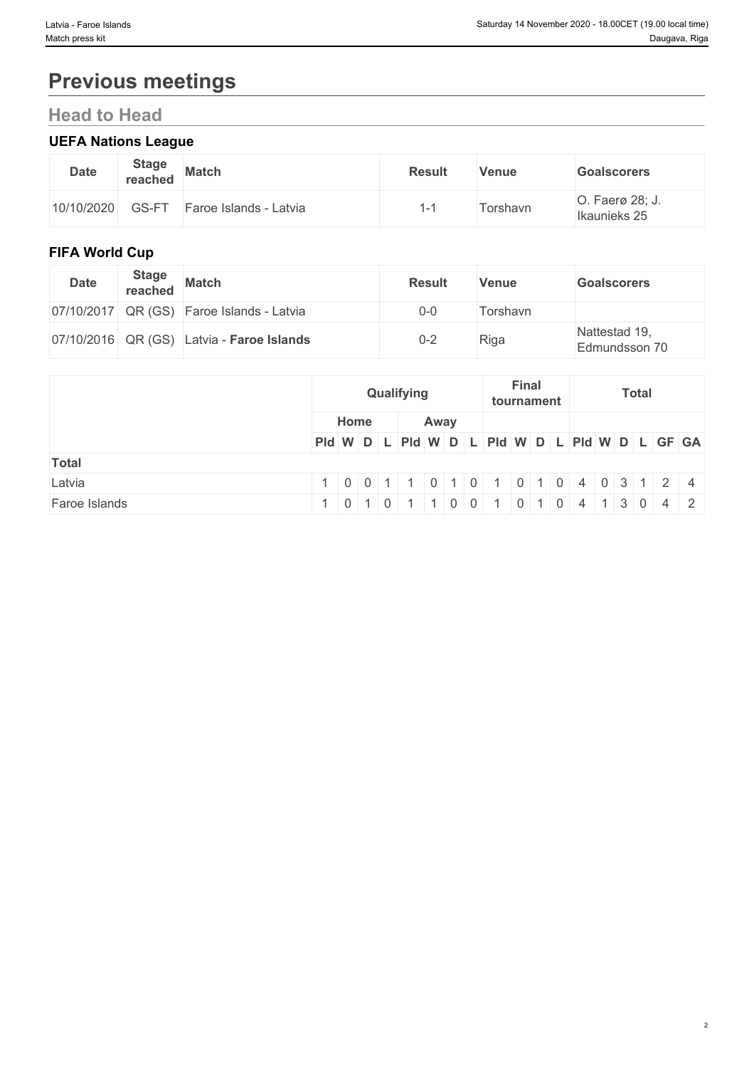# Previous meetings

## Head to Head

### UEFA Nations League

| Date | Stage reached | Match | Result | Venue | Goalscorers |
|---|---|---|---|---|---|
| 10/10/2020 | GS-FT | Faroe Islands - Latvia | 1-1 | Torshavn | O. Faerø 28; J. Ikaunieks 25 |

### FIFA World Cup

| Date | Stage reached | Match | Result | Venue | Goalscorers |
|---|---|---|---|---|---|
| 07/10/2017 | QR (GS) | Faroe Islands - Latvia | 0-0 | Torshavn | |
| 07/10/2016 | QR (GS) | Latvia - **Faroe Islands** | 0-2 | Riga | Nattestad 19, Edmundsson 70 |

| | Qualifying | | | | | | | | Final tournament | | | | Total | | | | | |
|---|---|---|---|---|---|---|---|---|---|---|---|---|---|---|---|---|---|---|
| | Home | | | | Away | | | | | | | | | | | | | |
| | Pld | W | D | L | Pld | W | D | L | Pld | W | D | L | Pld | W | D | L | GF | GA |
| **Total** | | | | | | | | | | | | | | | | | | |
| Latvia | 1 | 0 | 0 | 1 | 1 | 0 | 1 | 0 | 1 | 0 | 1 | 0 | 4 | 0 | 3 | 1 | 2 | 4 |
| Faroe Islands | 1 | 0 | 1 | 0 | 1 | 1 | 0 | 0 | 1 | 0 | 1 | 0 | 4 | 1 | 3 | 0 | 4 | 2 |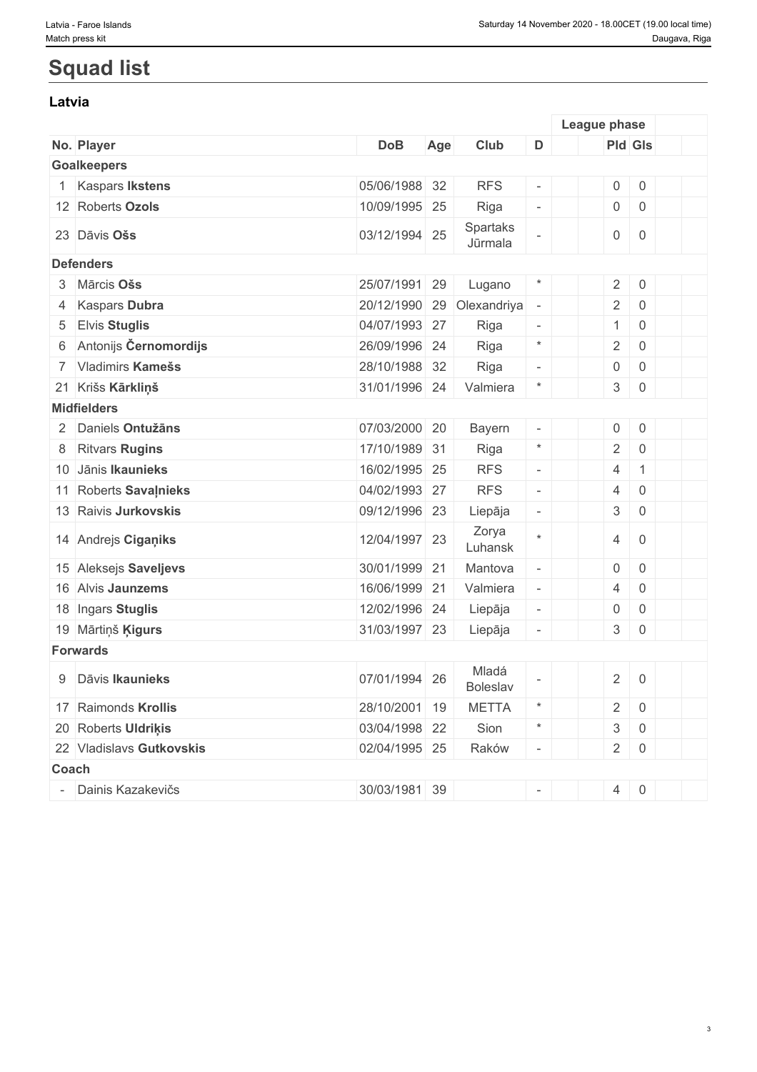# Squad list

## Latvia

| No. | Player | DoB | Age | Club | D | | League phase | | | |
|---|---|---|---|---|---|---|---|---|---|---|
| | | | | | | | Pld | Gls | | |
| **Goalkeepers** | | | | | | | | | | |
| 1 | Kaspars **Ikstens** | 05/06/1988 | 32 | RFS | - | | 0 | 0 | | |
| 12 | Roberts **Ozols** | 10/09/1995 | 25 | Riga | - | | 0 | 0 | | |
| 23 | Dāvis **Ošs** | 03/12/1994 | 25 | Spartaks Jūrmala | - | | 0 | 0 | | |
| **Defenders** | | | | | | | | | | |
| 3 | Mārcis **Ošs** | 25/07/1991 | 29 | Lugano | * | | 2 | 0 | | |
| 4 | Kaspars **Dubra** | 20/12/1990 | 29 | Olexandriya | - | | 2 | 0 | | |
| 5 | Elvis **Stuglis** | 04/07/1993 | 27 | Riga | - | | 1 | 0 | | |
| 6 | Antonijs **Černomordijs** | 26/09/1996 | 24 | Riga | * | | 2 | 0 | | |
| 7 | Vladimirs **Kamešs** | 28/10/1988 | 32 | Riga | - | | 0 | 0 | | |
| 21 | Krišs **Kārkliņš** | 31/01/1996 | 24 | Valmiera | * | | 3 | 0 | | |
| **Midfielders** | | | | | | | | | | |
| 2 | Daniels **Ontužāns** | 07/03/2000 | 20 | Bayern | - | | 0 | 0 | | |
| 8 | Ritvars **Rugins** | 17/10/1989 | 31 | Riga | * | | 2 | 0 | | |
| 10 | Jānis **Ikaunieks** | 16/02/1995 | 25 | RFS | - | | 4 | 1 | | |
| 11 | Roberts **Savaļnieks** | 04/02/1993 | 27 | RFS | - | | 4 | 0 | | |
| 13 | Raivis **Jurkovskis** | 09/12/1996 | 23 | Liepāja | - | | 3 | 0 | | |
| 14 | Andrejs **Cigaņiks** | 12/04/1997 | 23 | Zorya Luhansk | * | | 4 | 0 | | |
| 15 | Aleksejs **Saveljevs** | 30/01/1999 | 21 | Mantova | - | | 0 | 0 | | |
| 16 | Alvis **Jaunzems** | 16/06/1999 | 21 | Valmiera | - | | 4 | 0 | | |
| 18 | Ingars **Stuglis** | 12/02/1996 | 24 | Liepāja | - | | 0 | 0 | | |
| 19 | Mārtiņš **Ķigurs** | 31/03/1997 | 23 | Liepāja | - | | 3 | 0 | | |
| **Forwards** | | | | | | | | | | |
| 9 | Dāvis **Ikaunieks** | 07/01/1994 | 26 | Mladá Boleslav | - | | 2 | 0 | | |
| 17 | Raimonds **Krollis** | 28/10/2001 | 19 | METTA | * | | 2 | 0 | | |
| 20 | Roberts **Uldriķis** | 03/04/1998 | 22 | Sion | * | | 3 | 0 | | |
| 22 | Vladislavs **Gutkovskis** | 02/04/1995 | 25 | Raków | - | | 2 | 0 | | |
| **Coach** | | | | | | | | | | |
| - | Dainis Kazakevičs | 30/03/1981 | 39 | | - | | 4 | 0 | | |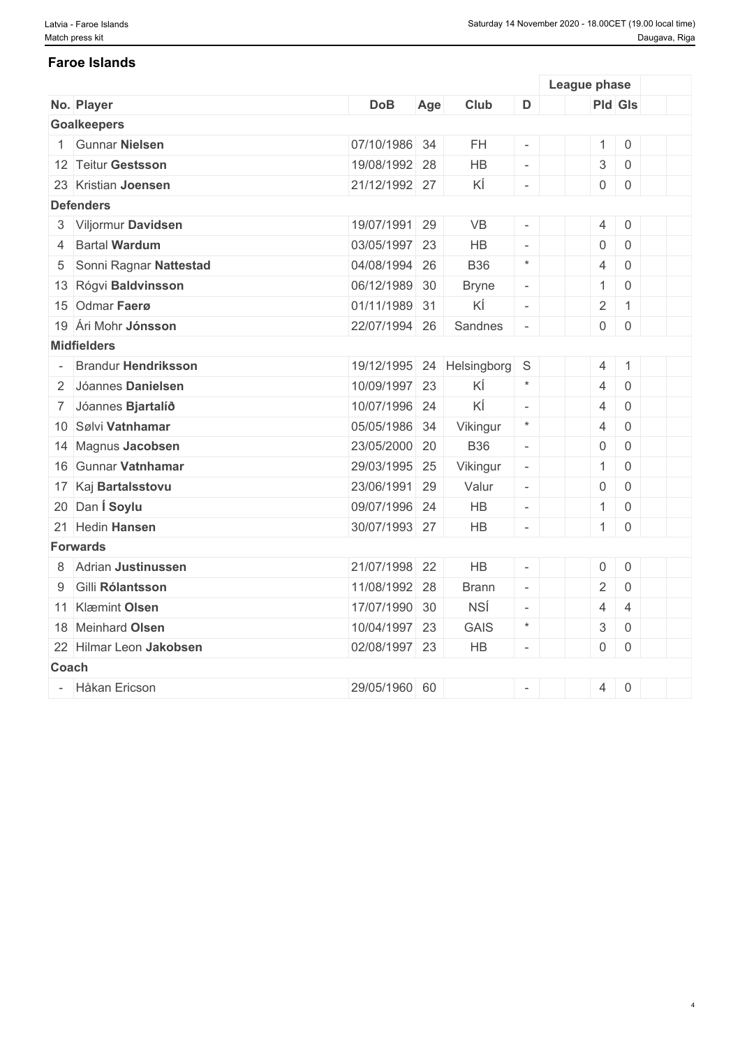## Faroe Islands

| No. | Player | DoB | Age | Club | D | | League phase Pld | League phase Gls | | |
|---|---|---|---|---|---|---|---|---|---|---|
| **Goalkeepers** | | | | | | | | | | |
| 1 | Gunnar **Nielsen** | 07/10/1986 | 34 | FH | - | | 1 | 0 | | |
| 12 | Teitur **Gestsson** | 19/08/1992 | 28 | HB | - | | 3 | 0 | | |
| 23 | Kristian **Joensen** | 21/12/1992 | 27 | KÍ | - | | 0 | 0 | | |
| **Defenders** | | | | | | | | | | |
| 3 | Viljormur **Davidsen** | 19/07/1991 | 29 | VB | - | | 4 | 0 | | |
| 4 | Bartal **Wardum** | 03/05/1997 | 23 | HB | - | | 0 | 0 | | |
| 5 | Sonni Ragnar **Nattestad** | 04/08/1994 | 26 | B36 | * | | 4 | 0 | | |
| 13 | Rógvi **Baldvinsson** | 06/12/1989 | 30 | Bryne | - | | 1 | 0 | | |
| 15 | Odmar **Faerø** | 01/11/1989 | 31 | KÍ | - | | 2 | 1 | | |
| 19 | Ári Mohr **Jónsson** | 22/07/1994 | 26 | Sandnes | - | | 0 | 0 | | |
| **Midfielders** | | | | | | | | | | |
| - | Brandur **Hendriksson** | 19/12/1995 | 24 | Helsingborg | S | | 4 | 1 | | |
| 2 | Jóannes **Danielsen** | 10/09/1997 | 23 | KÍ | * | | 4 | 0 | | |
| 7 | Jóannes **Bjartalíð** | 10/07/1996 | 24 | KÍ | - | | 4 | 0 | | |
| 10 | Sølvi **Vatnhamar** | 05/05/1986 | 34 | Vikingur | * | | 4 | 0 | | |
| 14 | Magnus **Jacobsen** | 23/05/2000 | 20 | B36 | - | | 0 | 0 | | |
| 16 | Gunnar **Vatnhamar** | 29/03/1995 | 25 | Vikingur | - | | 1 | 0 | | |
| 17 | Kaj **Bartalsstovu** | 23/06/1991 | 29 | Valur | - | | 0 | 0 | | |
| 20 | Dan **Í Soylu** | 09/07/1996 | 24 | HB | - | | 1 | 0 | | |
| 21 | Hedin **Hansen** | 30/07/1993 | 27 | HB | - | | 1 | 0 | | |
| **Forwards** | | | | | | | | | | |
| 8 | Adrian **Justinussen** | 21/07/1998 | 22 | HB | - | | 0 | 0 | | |
| 9 | Gilli **Rólantsson** | 11/08/1992 | 28 | Brann | - | | 2 | 0 | | |
| 11 | Klæmint **Olsen** | 17/07/1990 | 30 | NSÍ | - | | 4 | 4 | | |
| 18 | Meinhard **Olsen** | 10/04/1997 | 23 | GAIS | * | | 3 | 0 | | |
| 22 | Hilmar Leon **Jakobsen** | 02/08/1997 | 23 | HB | - | | 0 | 0 | | |
| **Coach** | | | | | | | | | | |
| - | Håkan Ericson | 29/05/1960 | 60 | | - | | 4 | 0 | | |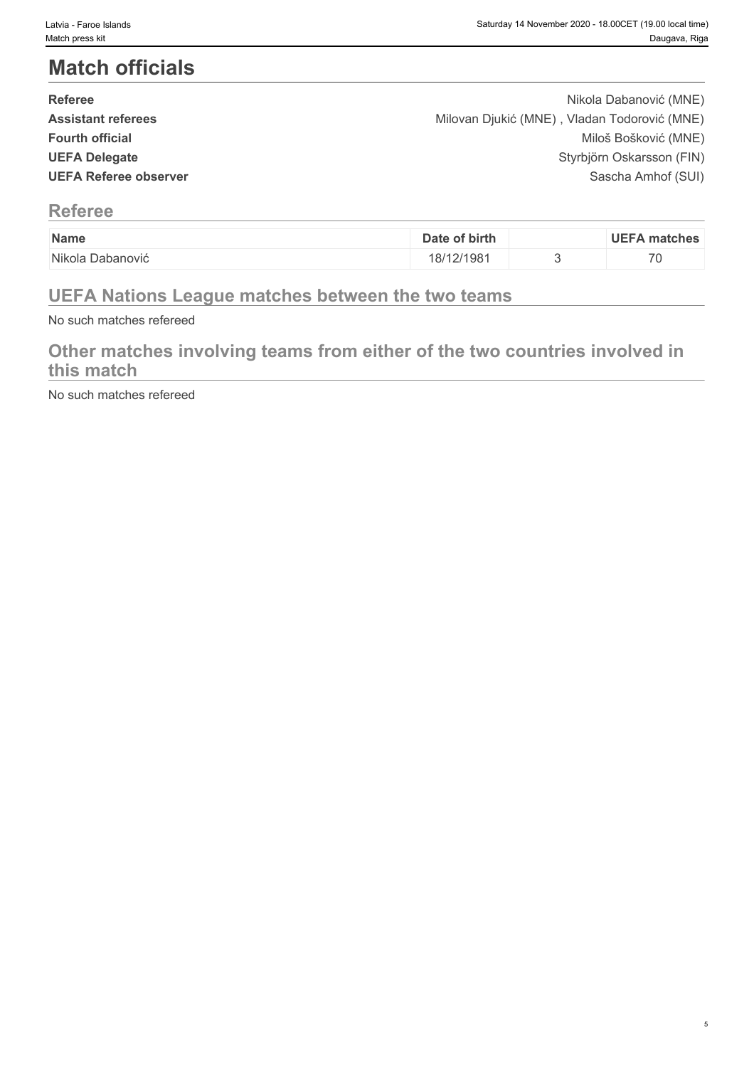# Match officials

| | |
|---|---|
| **Referee** | Nikola Dabanović (MNE) |
| **Assistant referees** | Milovan Djukić (MNE) , Vladan Todorović (MNE) |
| **Fourth official** | Miloš Bošković (MNE) |
| **UEFA Delegate** | Styrbjörn Oskarsson (FIN) |
| **UEFA Referee observer** | Sascha Amhof (SUI) |

## Referee

| Name | Date of birth | | UEFA matches |
|---|---|---|---|
| Nikola Dabanović | 18/12/1981 | 3 | 70 |

## UEFA Nations League matches between the two teams

No such matches refereed

## Other matches involving teams from either of the two countries involved in this match

No such matches refereed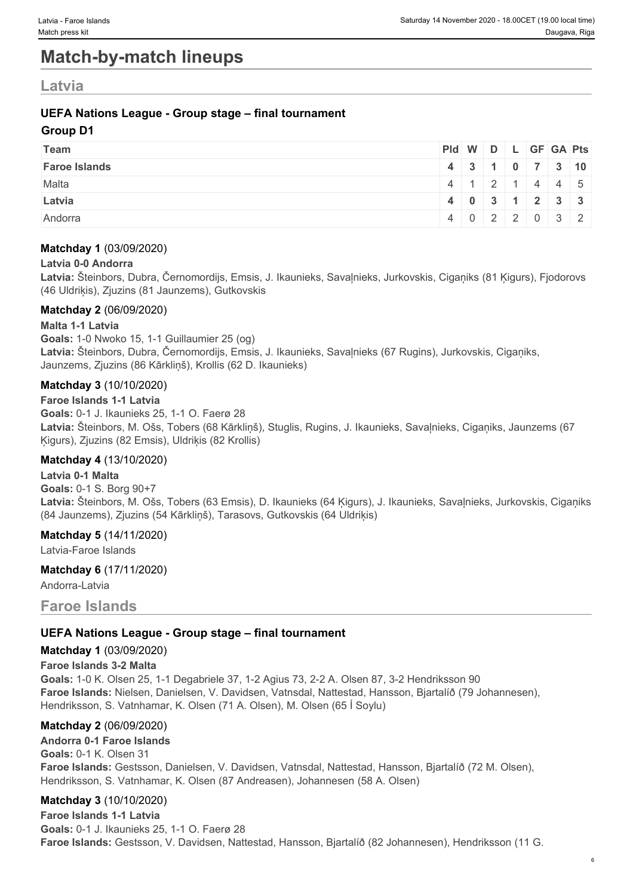# Match-by-match lineups

## Latvia

### UEFA Nations League - Group stage – final tournament

#### Group D1

| Team | Pld | W | D | L | GF | GA | Pts |
|---|---|---|---|---|---|---|---|
| **Faroe Islands** | **4** | **3** | **1** | **0** | **7** | **3** | **10** |
| Malta | 4 | 1 | 2 | 1 | 4 | 4 | 5 |
| **Latvia** | **4** | **0** | **3** | **1** | **2** | **3** | **3** |
| Andorra | 4 | 0 | 2 | 2 | 0 | 3 | 2 |

**Matchday 1** (03/09/2020)

**Latvia 0-0 Andorra**
**Latvia:** Šteinbors, Dubra, Černomordijs, Emsis, J. Ikaunieks, Savaļnieks, Jurkovskis, Cigaņiks (81 Ķigurs), Fjodorovs (46 Uldriķis), Zjuzins (81 Jaunzems), Gutkovskis

**Matchday 2** (06/09/2020)

**Malta 1-1 Latvia**
**Goals:** 1-0 Nwoko 15, 1-1 Guillaumier 25 (og)
**Latvia:** Šteinbors, Dubra, Černomordijs, Emsis, J. Ikaunieks, Savaļnieks (67 Rugins), Jurkovskis, Cigaņiks, Jaunzems, Zjuzins (86 Kārkliņš), Krollis (62 D. Ikaunieks)

**Matchday 3** (10/10/2020)

**Faroe Islands 1-1 Latvia**
**Goals:** 0-1 J. Ikaunieks 25, 1-1 O. Faerø 28
**Latvia:** Šteinbors, M. Ošs, Tobers (68 Kārkliņš), Stuglis, Rugins, J. Ikaunieks, Savaļnieks, Cigaņiks, Jaunzems (67 Ķigurs), Zjuzins (82 Emsis), Uldriķis (82 Krollis)

**Matchday 4** (13/10/2020)

**Latvia 0-1 Malta**
**Goals:** 0-1 S. Borg 90+7
**Latvia:** Šteinbors, M. Ošs, Tobers (63 Emsis), D. Ikaunieks (64 Ķigurs), J. Ikaunieks, Savaļnieks, Jurkovskis, Cigaņiks (84 Jaunzems), Zjuzins (54 Kārkliņš), Tarasovs, Gutkovskis (64 Uldriķis)

**Matchday 5** (14/11/2020)

Latvia-Faroe Islands

**Matchday 6** (17/11/2020)

Andorra-Latvia

## Faroe Islands

### UEFA Nations League - Group stage – final tournament

**Matchday 1** (03/09/2020)

**Faroe Islands 3-2 Malta**
**Goals:** 1-0 K. Olsen 25, 1-1 Degabriele 37, 1-2 Agius 73, 2-2 A. Olsen 87, 3-2 Hendriksson 90
**Faroe Islands:** Nielsen, Danielsen, V. Davidsen, Vatnsdal, Nattestad, Hansson, Bjartalíð (79 Johannesen), Hendriksson, S. Vatnhamar, K. Olsen (71 A. Olsen), M. Olsen (65 Í Soylu)

**Matchday 2** (06/09/2020)

**Andorra 0-1 Faroe Islands**
**Goals:** 0-1 K. Olsen 31
**Faroe Islands:** Gestsson, Danielsen, V. Davidsen, Vatnsdal, Nattestad, Hansson, Bjartalíð (72 M. Olsen), Hendriksson, S. Vatnhamar, K. Olsen (87 Andreasen), Johannesen (58 A. Olsen)

**Matchday 3** (10/10/2020)

**Faroe Islands 1-1 Latvia**
**Goals:** 0-1 J. Ikaunieks 25, 1-1 O. Faerø 28
**Faroe Islands:** Gestsson, V. Davidsen, Nattestad, Hansson, Bjartalíð (82 Johannesen), Hendriksson (11 G.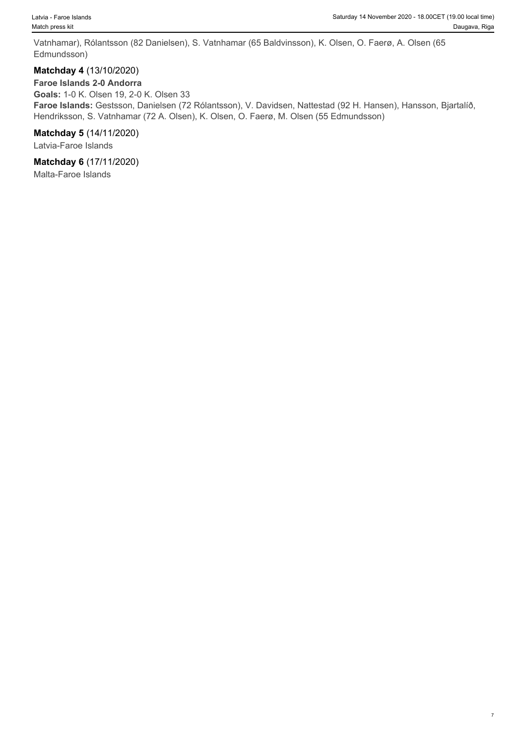Vatnhamar), Rólantsson (82 Danielsen), S. Vatnhamar (65 Baldvinsson), K. Olsen, O. Faerø, A. Olsen (65 Edmundsson)

**Matchday 4** (13/10/2020)

**Faroe Islands 2-0 Andorra**

**Goals:** 1-0 K. Olsen 19, 2-0 K. Olsen 33

**Faroe Islands:** Gestsson, Danielsen (72 Rólantsson), V. Davidsen, Nattestad (92 H. Hansen), Hansson, Bjartalíð, Hendriksson, S. Vatnhamar (72 A. Olsen), K. Olsen, O. Faerø, M. Olsen (55 Edmundsson)

**Matchday 5** (14/11/2020)

Latvia-Faroe Islands

**Matchday 6** (17/11/2020)

Malta-Faroe Islands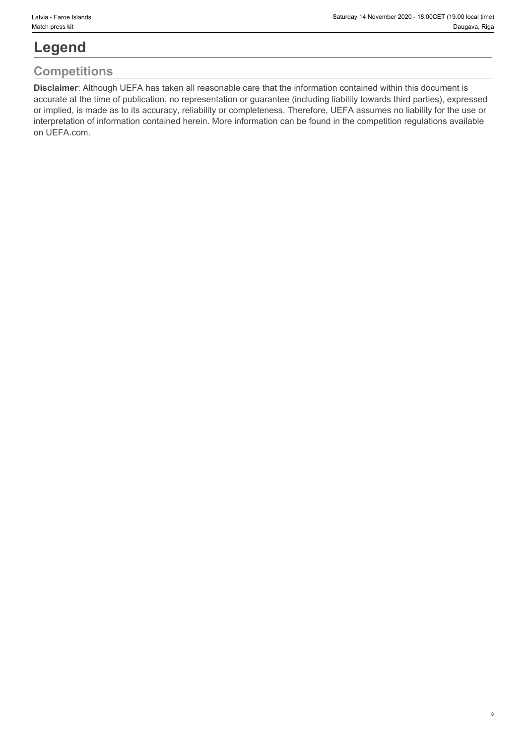# Legend

## Competitions

**Disclaimer**: Although UEFA has taken all reasonable care that the information contained within this document is accurate at the time of publication, no representation or guarantee (including liability towards third parties), expressed or implied, is made as to its accuracy, reliability or completeness. Therefore, UEFA assumes no liability for the use or interpretation of information contained herein. More information can be found in the competition regulations available on UEFA.com.